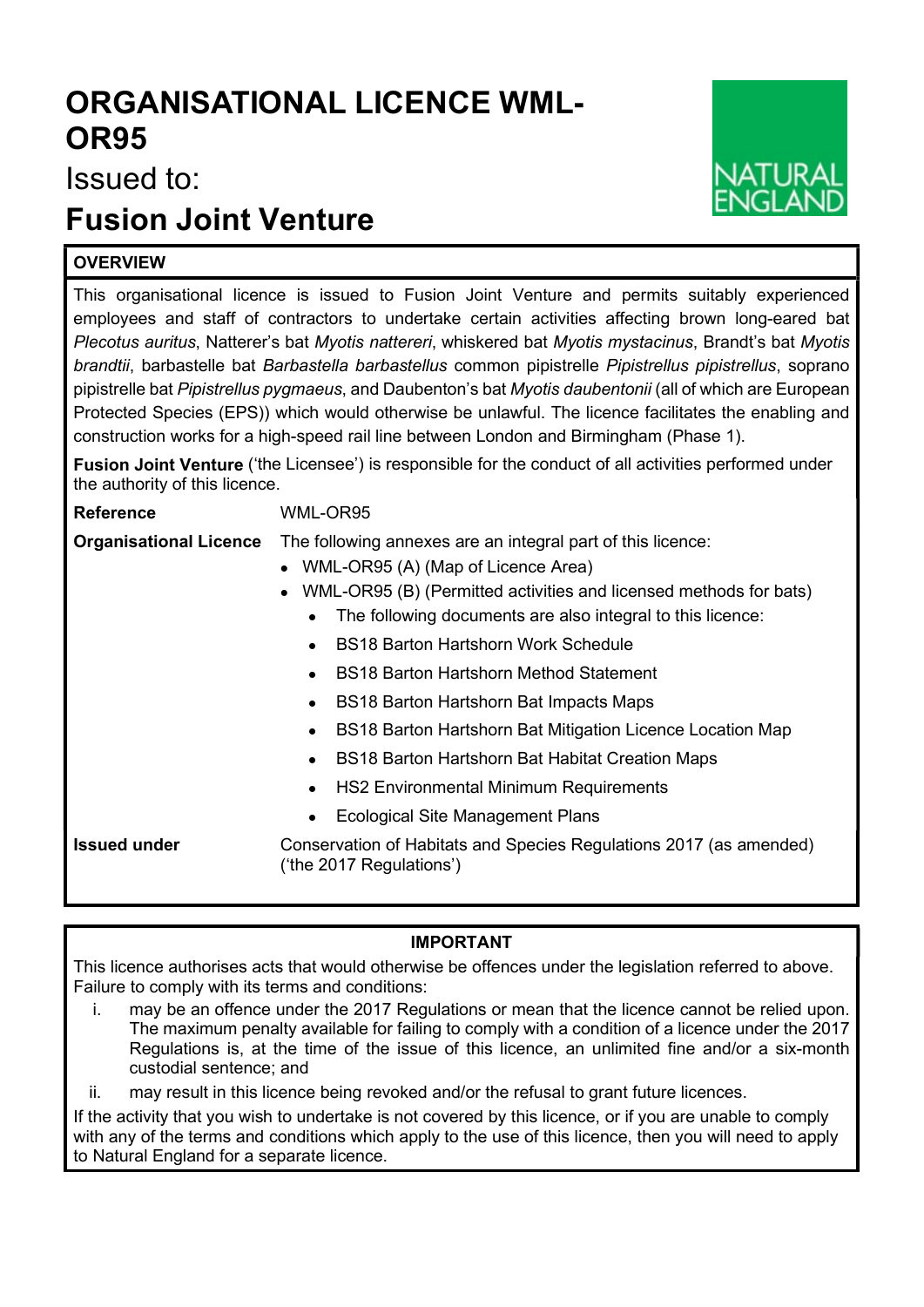# ORGANISATIONAL LICENCE WML-OR95

Issued to:

# Fusion Joint Venture

**OVERVIEW**

This organisational licence is issued to Fusion Joint Venture and permits suitably experienced employees and staff of contractors to undertake certain activities affecting brown long-eared bat *Plecotus auritus*, Natterer's bat *Myotis nattereri*, whiskered bat *Myotis mystacinus*, Brandt's bat *Myotis brandtii*, barbastelle bat *Barbastella barbastellus* common pipistrelle *Pipistrellus pipistrellus*, soprano pipistrelle bat *Pipistrellus pygmaeus*, and Daubenton's bat *Myotis daubentonii* (all of which are European Protected Species (EPS)) which would otherwise be unlawful. The licence facilitates the enabling and construction works for a high-speed rail line between London and Birmingham (Phase 1).

**Fusion Joint Venture** ('the Licensee') is responsible for the conduct of all activities performed under the authority of this licence.

| | |
|---|---|
| **Reference** | WML-OR95 |
| **Organisational Licence** | The following annexes are an integral part of this licence:<br>• WML-OR95 (A) (Map of Licence Area)<br>• WML-OR95 (B) (Permitted activities and licensed methods for bats)<br>  • The following documents are also integral to this licence:<br>  • BS18 Barton Hartshorn Work Schedule<br>  • BS18 Barton Hartshorn Method Statement<br>  • BS18 Barton Hartshorn Bat Impacts Maps<br>  • BS18 Barton Hartshorn Bat Mitigation Licence Location Map<br>  • BS18 Barton Hartshorn Bat Habitat Creation Maps<br>  • HS2 Environmental Minimum Requirements<br>  • Ecological Site Management Plans |
| **Issued under** | Conservation of Habitats and Species Regulations 2017 (as amended) ('the 2017 Regulations') |

**IMPORTANT**

This licence authorises acts that would otherwise be offences under the legislation referred to above. Failure to comply with its terms and conditions:

i. may be an offence under the 2017 Regulations or mean that the licence cannot be relied upon. The maximum penalty available for failing to comply with a condition of a licence under the 2017 Regulations is, at the time of the issue of this licence, an unlimited fine and/or a six-month custodial sentence; and

ii. may result in this licence being revoked and/or the refusal to grant future licences.

If the activity that you wish to undertake is not covered by this licence, or if you are unable to comply with any of the terms and conditions which apply to the use of this licence, then you will need to apply to Natural England for a separate licence.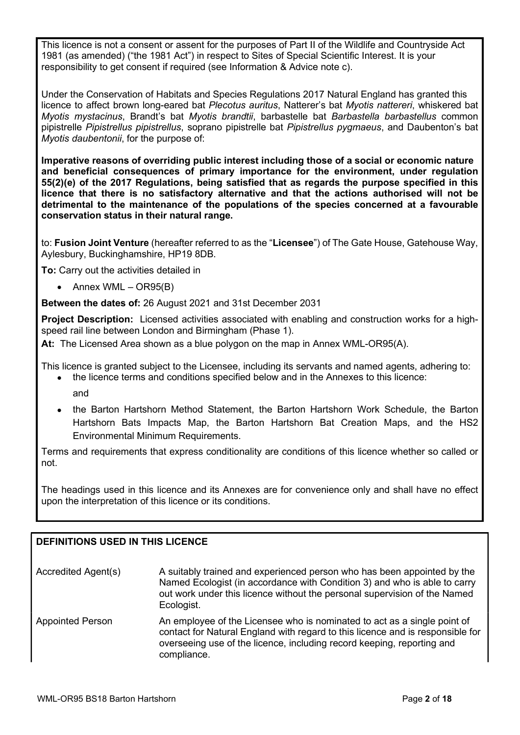This licence is not a consent or assent for the purposes of Part II of the Wildlife and Countryside Act 1981 (as amended) ("the 1981 Act") in respect to Sites of Special Scientific Interest. It is your responsibility to get consent if required (see Information & Advice note c).

Under the Conservation of Habitats and Species Regulations 2017 Natural England has granted this licence to affect brown long-eared bat *Plecotus auritus*, Natterer's bat *Myotis nattereri*, whiskered bat *Myotis mystacinus*, Brandt's bat *Myotis brandtii*, barbastelle bat *Barbastella barbastellus* common pipistrelle *Pipistrellus pipistrellus*, soprano pipistrelle bat *Pipistrellus pygmaeus*, and Daubenton's bat *Myotis daubentonii*, for the purpose of:

**Imperative reasons of overriding public interest including those of a social or economic nature and beneficial consequences of primary importance for the environment, under regulation 55(2)(e) of the 2017 Regulations, being satisfied that as regards the purpose specified in this licence that there is no satisfactory alternative and that the actions authorised will not be detrimental to the maintenance of the populations of the species concerned at a favourable conservation status in their natural range.**

to: **Fusion Joint Venture** (hereafter referred to as the "**Licensee**") of The Gate House, Gatehouse Way, Aylesbury, Buckinghamshire, HP19 8DB.

**To:** Carry out the activities detailed in

- Annex WML – OR95(B)

**Between the dates of:** 26 August 2021 and 31st December 2031

**Project Description:** Licensed activities associated with enabling and construction works for a high-speed rail line between London and Birmingham (Phase 1).

**At:** The Licensed Area shown as a blue polygon on the map in Annex WML-OR95(A).

This licence is granted subject to the Licensee, including its servants and named agents, adhering to:

- the licence terms and conditions specified below and in the Annexes to this licence:

  and

- the Barton Hartshorn Method Statement, the Barton Hartshorn Work Schedule, the Barton Hartshorn Bats Impacts Map, the Barton Hartshorn Bat Creation Maps, and the HS2 Environmental Minimum Requirements.

Terms and requirements that express conditionality are conditions of this licence whether so called or not.

The headings used in this licence and its Annexes are for convenience only and shall have no effect upon the interpretation of this licence or its conditions.

## DEFINITIONS USED IN THIS LICENCE

| | |
|---|---|
| Accredited Agent(s) | A suitably trained and experienced person who has been appointed by the Named Ecologist (in accordance with Condition 3) and who is able to carry out work under this licence without the personal supervision of the Named Ecologist. |
| Appointed Person | An employee of the Licensee who is nominated to act as a single point of contact for Natural England with regard to this licence and is responsible for overseeing use of the licence, including record keeping, reporting and compliance. |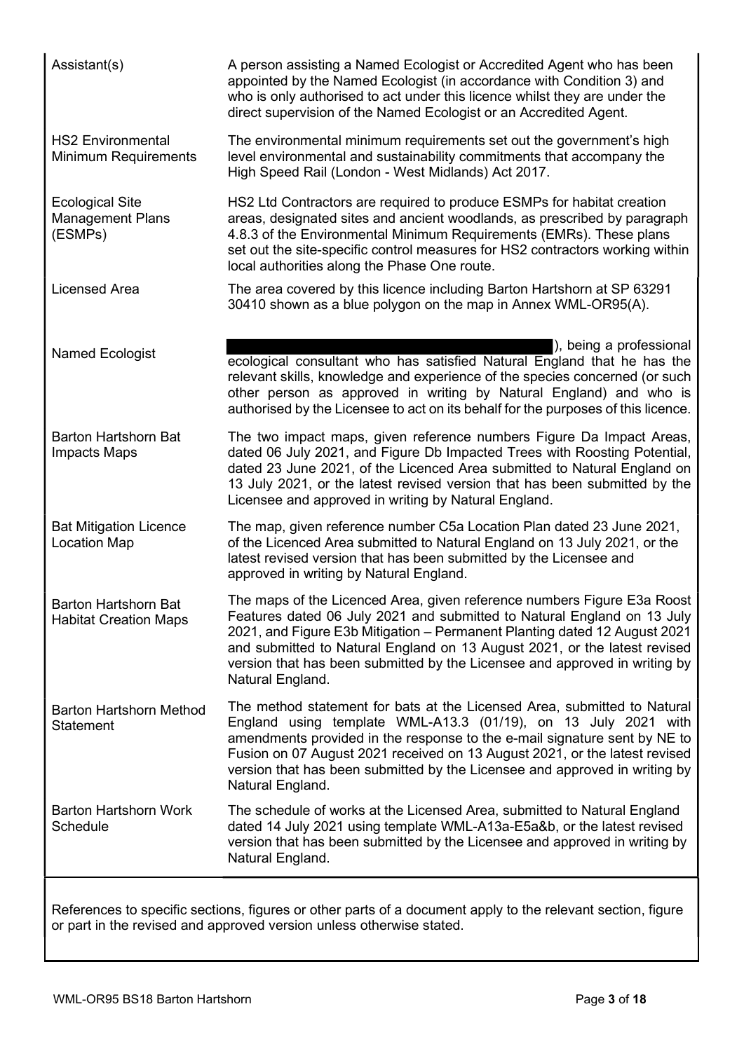| | |
|---|---|
| Assistant(s) | A person assisting a Named Ecologist or Accredited Agent who has been appointed by the Named Ecologist (in accordance with Condition 3) and who is only authorised to act under this licence whilst they are under the direct supervision of the Named Ecologist or an Accredited Agent. |
| HS2 Environmental Minimum Requirements | The environmental minimum requirements set out the government's high level environmental and sustainability commitments that accompany the High Speed Rail (London - West Midlands) Act 2017. |
| Ecological Site Management Plans (ESMPs) | HS2 Ltd Contractors are required to produce ESMPs for habitat creation areas, designated sites and ancient woodlands, as prescribed by paragraph 4.8.3 of the Environmental Minimum Requirements (EMRs). These plans set out the site-specific control measures for HS2 contractors working within local authorities along the Phase One route. |
| Licensed Area | The area covered by this licence including Barton Hartshorn at SP 63291 30410 shown as a blue polygon on the map in Annex WML-OR95(A). |
| Named Ecologist | ), being a professional ecological consultant who has satisfied Natural England that he has the relevant skills, knowledge and experience of the species concerned (or such other person as approved in writing by Natural England) and who is authorised by the Licensee to act on its behalf for the purposes of this licence. |
| Barton Hartshorn Bat Impacts Maps | The two impact maps, given reference numbers Figure Da Impact Areas, dated 06 July 2021, and Figure Db Impacted Trees with Roosting Potential, dated 23 June 2021, of the Licenced Area submitted to Natural England on 13 July 2021, or the latest revised version that has been submitted by the Licensee and approved in writing by Natural England. |
| Bat Mitigation Licence Location Map | The map, given reference number C5a Location Plan dated 23 June 2021, of the Licenced Area submitted to Natural England on 13 July 2021, or the latest revised version that has been submitted by the Licensee and approved in writing by Natural England. |
| Barton Hartshorn Bat Habitat Creation Maps | The maps of the Licenced Area, given reference numbers Figure E3a Roost Features dated 06 July 2021 and submitted to Natural England on 13 July 2021, and Figure E3b Mitigation – Permanent Planting dated 12 August 2021 and submitted to Natural England on 13 August 2021, or the latest revised version that has been submitted by the Licensee and approved in writing by Natural England. |
| Barton Hartshorn Method Statement | The method statement for bats at the Licensed Area, submitted to Natural England using template WML-A13.3 (01/19), on 13 July 2021 with amendments provided in the response to the e-mail signature sent by NE to Fusion on 07 August 2021 received on 13 August 2021, or the latest revised version that has been submitted by the Licensee and approved in writing by Natural England. |
| Barton Hartshorn Work Schedule | The schedule of works at the Licensed Area, submitted to Natural England dated 14 July 2021 using template WML-A13a-E5a&b, or the latest revised version that has been submitted by the Licensee and approved in writing by Natural England. |

References to specific sections, figures or other parts of a document apply to the relevant section, figure or part in the revised and approved version unless otherwise stated.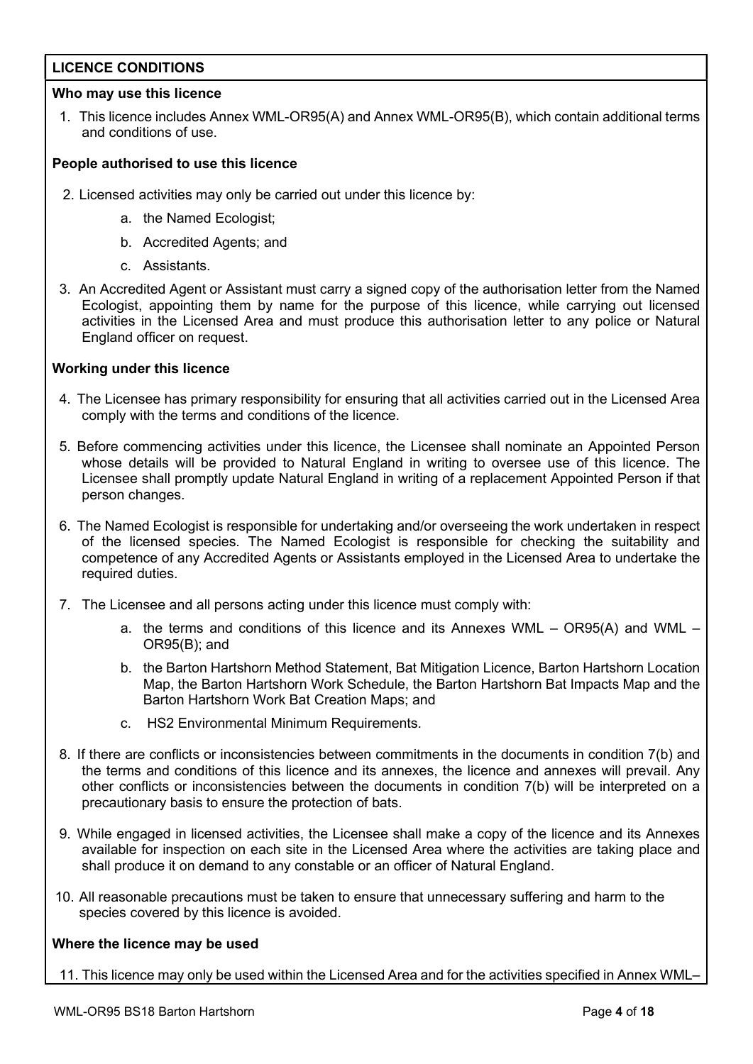## LICENCE CONDITIONS

### Who may use this licence

1. This licence includes Annex WML-OR95(A) and Annex WML-OR95(B), which contain additional terms and conditions of use.

### People authorised to use this licence

2. Licensed activities may only be carried out under this licence by:
   a. the Named Ecologist;
   b. Accredited Agents; and
   c. Assistants.

3. An Accredited Agent or Assistant must carry a signed copy of the authorisation letter from the Named Ecologist, appointing them by name for the purpose of this licence, while carrying out licensed activities in the Licensed Area and must produce this authorisation letter to any police or Natural England officer on request.

### Working under this licence

4. The Licensee has primary responsibility for ensuring that all activities carried out in the Licensed Area comply with the terms and conditions of the licence.

5. Before commencing activities under this licence, the Licensee shall nominate an Appointed Person whose details will be provided to Natural England in writing to oversee use of this licence. The Licensee shall promptly update Natural England in writing of a replacement Appointed Person if that person changes.

6. The Named Ecologist is responsible for undertaking and/or overseeing the work undertaken in respect of the licensed species. The Named Ecologist is responsible for checking the suitability and competence of any Accredited Agents or Assistants employed in the Licensed Area to undertake the required duties.

7. The Licensee and all persons acting under this licence must comply with:
   a. the terms and conditions of this licence and its Annexes WML – OR95(A) and WML – OR95(B); and
   b. the Barton Hartshorn Method Statement, Bat Mitigation Licence, Barton Hartshorn Location Map, the Barton Hartshorn Work Schedule, the Barton Hartshorn Bat Impacts Map and the Barton Hartshorn Work Bat Creation Maps; and
   c. HS2 Environmental Minimum Requirements.

8. If there are conflicts or inconsistencies between commitments in the documents in condition 7(b) and the terms and conditions of this licence and its annexes, the licence and annexes will prevail. Any other conflicts or inconsistencies between the documents in condition 7(b) will be interpreted on a precautionary basis to ensure the protection of bats.

9. While engaged in licensed activities, the Licensee shall make a copy of the licence and its Annexes available for inspection on each site in the Licensed Area where the activities are taking place and shall produce it on demand to any constable or an officer of Natural England.

10. All reasonable precautions must be taken to ensure that unnecessary suffering and harm to the species covered by this licence is avoided.

### Where the licence may be used

11. This licence may only be used within the Licensed Area and for the activities specified in Annex WML–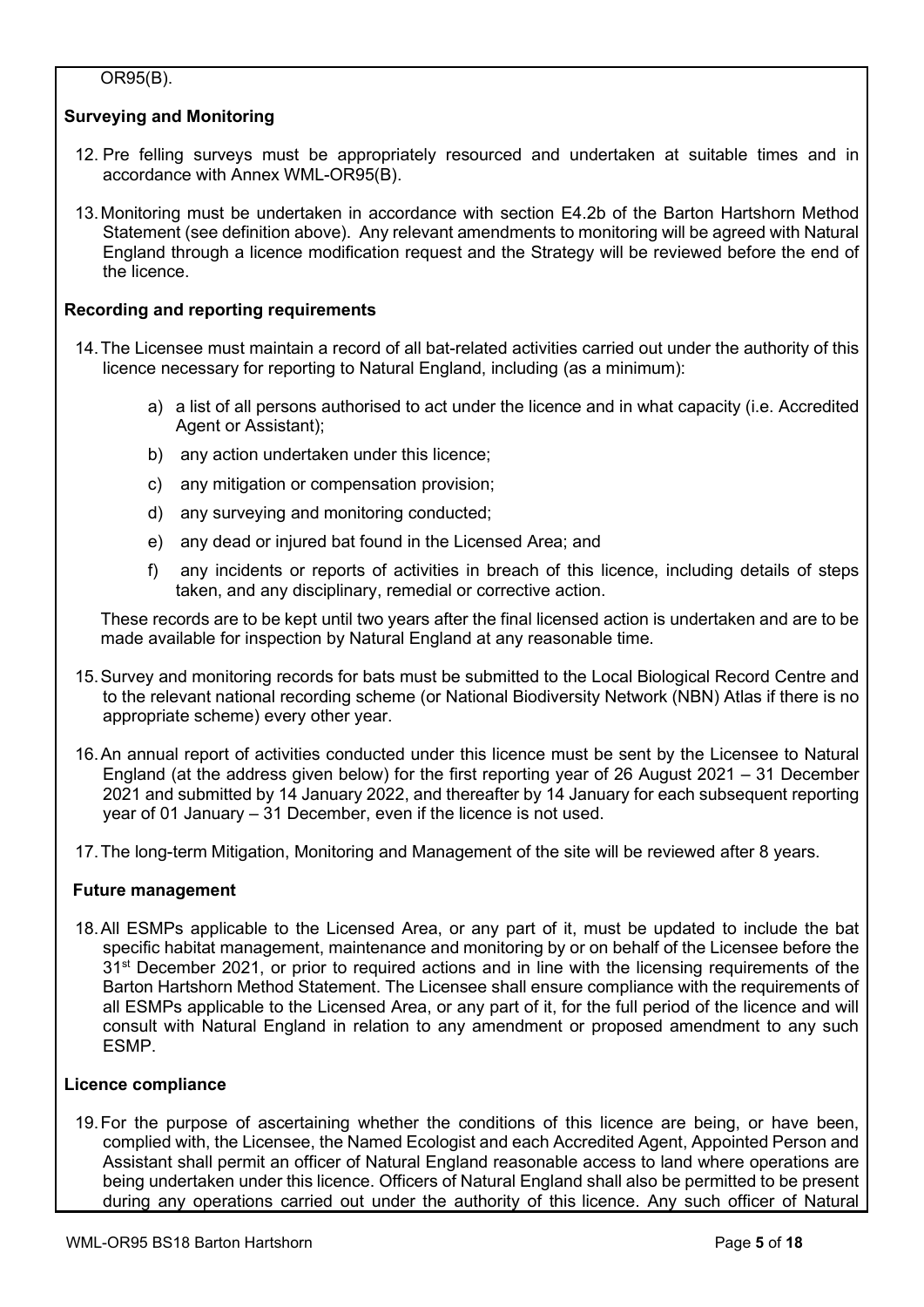OR95(B).

**Surveying and Monitoring**

12. Pre felling surveys must be appropriately resourced and undertaken at suitable times and in accordance with Annex WML-OR95(B).

13. Monitoring must be undertaken in accordance with section E4.2b of the Barton Hartshorn Method Statement (see definition above). Any relevant amendments to monitoring will be agreed with Natural England through a licence modification request and the Strategy will be reviewed before the end of the licence.

**Recording and reporting requirements**

14. The Licensee must maintain a record of all bat-related activities carried out under the authority of this licence necessary for reporting to Natural England, including (as a minimum):

    a) a list of all persons authorised to act under the licence and in what capacity (i.e. Accredited Agent or Assistant);

    b) any action undertaken under this licence;

    c) any mitigation or compensation provision;

    d) any surveying and monitoring conducted;

    e) any dead or injured bat found in the Licensed Area; and

    f) any incidents or reports of activities in breach of this licence, including details of steps taken, and any disciplinary, remedial or corrective action.

    These records are to be kept until two years after the final licensed action is undertaken and are to be made available for inspection by Natural England at any reasonable time.

15. Survey and monitoring records for bats must be submitted to the Local Biological Record Centre and to the relevant national recording scheme (or National Biodiversity Network (NBN) Atlas if there is no appropriate scheme) every other year.

16. An annual report of activities conducted under this licence must be sent by the Licensee to Natural England (at the address given below) for the first reporting year of 26 August 2021 – 31 December 2021 and submitted by 14 January 2022, and thereafter by 14 January for each subsequent reporting year of 01 January – 31 December, even if the licence is not used.

17. The long-term Mitigation, Monitoring and Management of the site will be reviewed after 8 years.

**Future management**

18. All ESMPs applicable to the Licensed Area, or any part of it, must be updated to include the bat specific habitat management, maintenance and monitoring by or on behalf of the Licensee before the 31st December 2021, or prior to required actions and in line with the licensing requirements of the Barton Hartshorn Method Statement. The Licensee shall ensure compliance with the requirements of all ESMPs applicable to the Licensed Area, or any part of it, for the full period of the licence and will consult with Natural England in relation to any amendment or proposed amendment to any such ESMP.

**Licence compliance**

19. For the purpose of ascertaining whether the conditions of this licence are being, or have been, complied with, the Licensee, the Named Ecologist and each Accredited Agent, Appointed Person and Assistant shall permit an officer of Natural England reasonable access to land where operations are being undertaken under this licence. Officers of Natural England shall also be permitted to be present during any operations carried out under the authority of this licence. Any such officer of Natural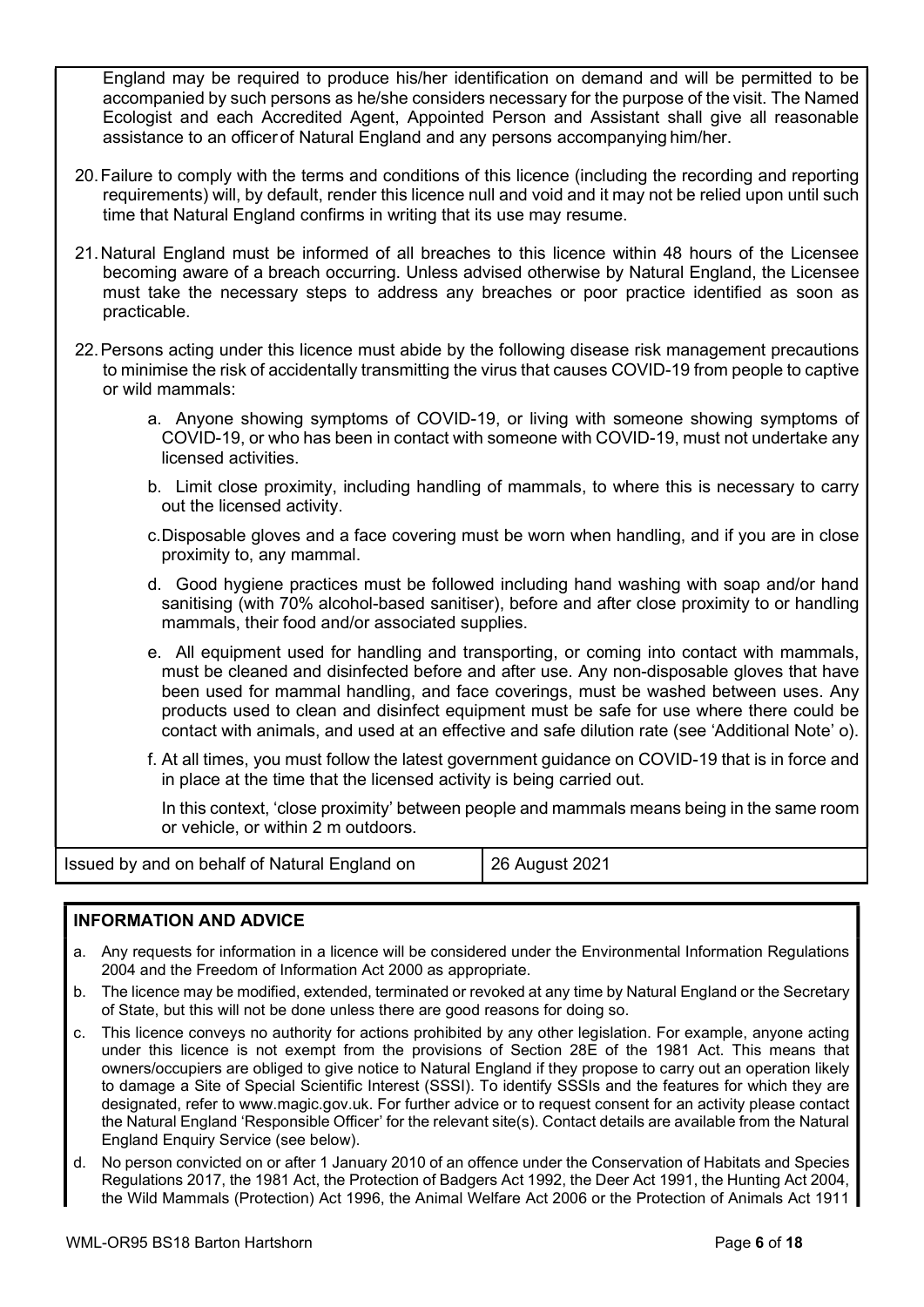England may be required to produce his/her identification on demand and will be permitted to be accompanied by such persons as he/she considers necessary for the purpose of the visit. The Named Ecologist and each Accredited Agent, Appointed Person and Assistant shall give all reasonable assistance to an officer of Natural England and any persons accompanying him/her.

20. Failure to comply with the terms and conditions of this licence (including the recording and reporting requirements) will, by default, render this licence null and void and it may not be relied upon until such time that Natural England confirms in writing that its use may resume.

21. Natural England must be informed of all breaches to this licence within 48 hours of the Licensee becoming aware of a breach occurring. Unless advised otherwise by Natural England, the Licensee must take the necessary steps to address any breaches or poor practice identified as soon as practicable.

22. Persons acting under this licence must abide by the following disease risk management precautions to minimise the risk of accidentally transmitting the virus that causes COVID-19 from people to captive or wild mammals:

    a. Anyone showing symptoms of COVID-19, or living with someone showing symptoms of COVID-19, or who has been in contact with someone with COVID-19, must not undertake any licensed activities.

    b. Limit close proximity, including handling of mammals, to where this is necessary to carry out the licensed activity.

    c. Disposable gloves and a face covering must be worn when handling, and if you are in close proximity to, any mammal.

    d. Good hygiene practices must be followed including hand washing with soap and/or hand sanitising (with 70% alcohol-based sanitiser), before and after close proximity to or handling mammals, their food and/or associated supplies.

    e. All equipment used for handling and transporting, or coming into contact with mammals, must be cleaned and disinfected before and after use. Any non-disposable gloves that have been used for mammal handling, and face coverings, must be washed between uses. Any products used to clean and disinfect equipment must be safe for use where there could be contact with animals, and used at an effective and safe dilution rate (see 'Additional Note' o).

    f. At all times, you must follow the latest government guidance on COVID-19 that is in force and in place at the time that the licensed activity is being carried out.

    In this context, 'close proximity' between people and mammals means being in the same room or vehicle, or within 2 m outdoors.

| Issued by and on behalf of Natural England on | 26 August 2021 |
| --- | --- |

## INFORMATION AND ADVICE

a. Any requests for information in a licence will be considered under the Environmental Information Regulations 2004 and the Freedom of Information Act 2000 as appropriate.

b. The licence may be modified, extended, terminated or revoked at any time by Natural England or the Secretary of State, but this will not be done unless there are good reasons for doing so.

c. This licence conveys no authority for actions prohibited by any other legislation. For example, anyone acting under this licence is not exempt from the provisions of Section 28E of the 1981 Act. This means that owners/occupiers are obliged to give notice to Natural England if they propose to carry out an operation likely to damage a Site of Special Scientific Interest (SSSI). To identify SSSIs and the features for which they are designated, refer to www.magic.gov.uk. For further advice or to request consent for an activity please contact the Natural England 'Responsible Officer' for the relevant site(s). Contact details are available from the Natural England Enquiry Service (see below).

d. No person convicted on or after 1 January 2010 of an offence under the Conservation of Habitats and Species Regulations 2017, the 1981 Act, the Protection of Badgers Act 1992, the Deer Act 1991, the Hunting Act 2004, the Wild Mammals (Protection) Act 1996, the Animal Welfare Act 2006 or the Protection of Animals Act 1911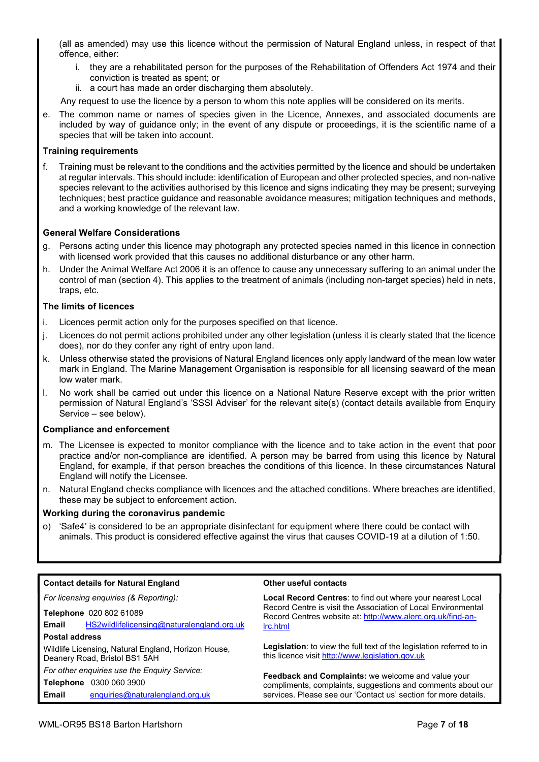(all as amended) may use this licence without the permission of Natural England unless, in respect of that offence, either:

  i. they are a rehabilitated person for the purposes of the Rehabilitation of Offenders Act 1974 and their conviction is treated as spent; or
  ii. a court has made an order discharging them absolutely.

Any request to use the licence by a person to whom this note applies will be considered on its merits.

e. The common name or names of species given in the Licence, Annexes, and associated documents are included by way of guidance only; in the event of any dispute or proceedings, it is the scientific name of a species that will be taken into account.

**Training requirements**

f. Training must be relevant to the conditions and the activities permitted by the licence and should be undertaken at regular intervals. This should include: identification of European and other protected species, and non-native species relevant to the activities authorised by this licence and signs indicating they may be present; surveying techniques; best practice guidance and reasonable avoidance measures; mitigation techniques and methods, and a working knowledge of the relevant law.

**General Welfare Considerations**

g. Persons acting under this licence may photograph any protected species named in this licence in connection with licensed work provided that this causes no additional disturbance or any other harm.

h. Under the Animal Welfare Act 2006 it is an offence to cause any unnecessary suffering to an animal under the control of man (section 4). This applies to the treatment of animals (including non-target species) held in nets, traps, etc.

**The limits of licences**

i. Licences permit action only for the purposes specified on that licence.

j. Licences do not permit actions prohibited under any other legislation (unless it is clearly stated that the licence does), nor do they confer any right of entry upon land.

k. Unless otherwise stated the provisions of Natural England licences only apply landward of the mean low water mark in England. The Marine Management Organisation is responsible for all licensing seaward of the mean low water mark.

l. No work shall be carried out under this licence on a National Nature Reserve except with the prior written permission of Natural England's 'SSSI Adviser' for the relevant site(s) (contact details available from Enquiry Service – see below).

**Compliance and enforcement**

m. The Licensee is expected to monitor compliance with the licence and to take action in the event that poor practice and/or non-compliance are identified. A person may be barred from using this licence by Natural England, for example, if that person breaches the conditions of this licence. In these circumstances Natural England will notify the Licensee.

n. Natural England checks compliance with licences and the attached conditions. Where breaches are identified, these may be subject to enforcement action.

**Working during the coronavirus pandemic**

o) 'Safe4' is considered to be an appropriate disinfectant for equipment where there could be contact with animals. This product is considered effective against the virus that causes COVID-19 at a dilution of 1:50.

**Contact details for Natural England**

*For licensing enquiries (& Reporting):*

**Telephone** 020 802 61089
**Email** HS2wildlifelicensing@naturalengland.org.uk

**Postal address**

Wildlife Licensing, Natural England, Horizon House, Deanery Road, Bristol BS1 5AH

*For other enquiries use the Enquiry Service:*

**Telephone** 0300 060 3900
**Email** enquiries@naturalengland.org.uk

**Other useful contacts**

**Local Record Centres**: to find out where your nearest Local Record Centre is visit the Association of Local Environmental Record Centres website at: http://www.alerc.org.uk/find-an-lrc.html

**Legislation**: to view the full text of the legislation referred to in this licence visit http://www.legislation.gov.uk

**Feedback and Complaints:** we welcome and value your compliments, complaints, suggestions and comments about our services. Please see our 'Contact us' section for more details.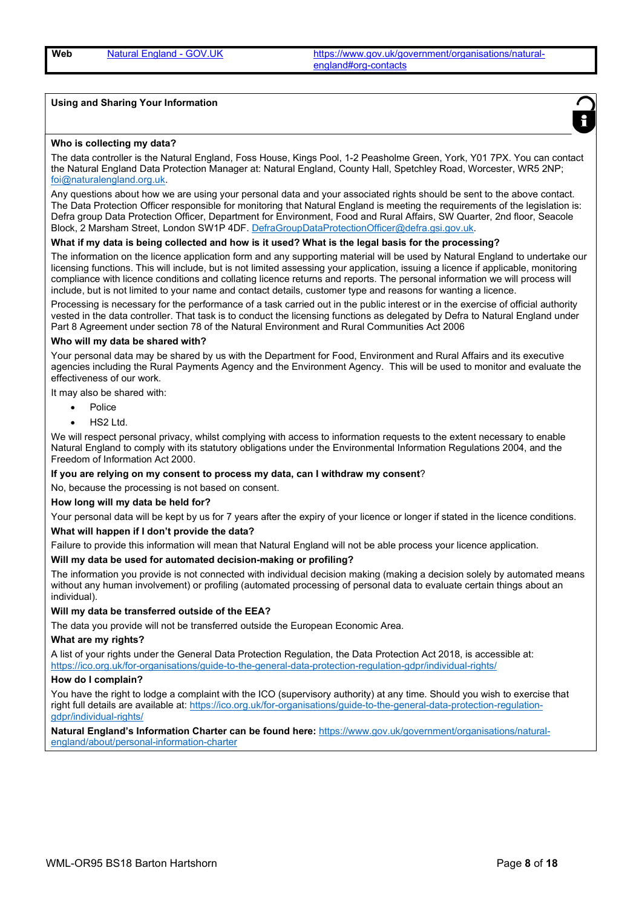| Web | Natural England - GOV.UK | https://www.gov.uk/government/organisations/natural-england#org-contacts |
|---|---|---|

## Using and Sharing Your Information

**Who is collecting my data?**

The data controller is the Natural England, Foss House, Kings Pool, 1-2 Peasholme Green, York, Y01 7PX. You can contact the Natural England Data Protection Manager at: Natural England, County Hall, Spetchley Road, Worcester, WR5 2NP; foi@naturalengland.org.uk.

Any questions about how we are using your personal data and your associated rights should be sent to the above contact. The Data Protection Officer responsible for monitoring that Natural England is meeting the requirements of the legislation is: Defra group Data Protection Officer, Department for Environment, Food and Rural Affairs, SW Quarter, 2nd floor, Seacole Block, 2 Marsham Street, London SW1P 4DF. DefraGroupDataProtectionOfficer@defra.gsi.gov.uk.

**What if my data is being collected and how is it used? What is the legal basis for the processing?**

The information on the licence application form and any supporting material will be used by Natural England to undertake our licensing functions. This will include, but is not limited assessing your application, issuing a licence if applicable, monitoring compliance with licence conditions and collating licence returns and reports. The personal information we will process will include, but is not limited to your name and contact details, customer type and reasons for wanting a licence.

Processing is necessary for the performance of a task carried out in the public interest or in the exercise of official authority vested in the data controller. That task is to conduct the licensing functions as delegated by Defra to Natural England under Part 8 Agreement under section 78 of the Natural Environment and Rural Communities Act 2006

**Who will my data be shared with?**

Your personal data may be shared by us with the Department for Food, Environment and Rural Affairs and its executive agencies including the Rural Payments Agency and the Environment Agency. This will be used to monitor and evaluate the effectiveness of our work.

It may also be shared with:

- Police
- HS2 Ltd.

We will respect personal privacy, whilst complying with access to information requests to the extent necessary to enable Natural England to comply with its statutory obligations under the Environmental Information Regulations 2004, and the Freedom of Information Act 2000.

**If you are relying on my consent to process my data, can I withdraw my consent**?

No, because the processing is not based on consent.

**How long will my data be held for?**

Your personal data will be kept by us for 7 years after the expiry of your licence or longer if stated in the licence conditions.

**What will happen if I don't provide the data?**

Failure to provide this information will mean that Natural England will not be able process your licence application.

**Will my data be used for automated decision-making or profiling?**

The information you provide is not connected with individual decision making (making a decision solely by automated means without any human involvement) or profiling (automated processing of personal data to evaluate certain things about an individual).

**Will my data be transferred outside of the EEA?**

The data you provide will not be transferred outside the European Economic Area.

**What are my rights?**

A list of your rights under the General Data Protection Regulation, the Data Protection Act 2018, is accessible at: https://ico.org.uk/for-organisations/guide-to-the-general-data-protection-regulation-gdpr/individual-rights/

**How do I complain?**

You have the right to lodge a complaint with the ICO (supervisory authority) at any time. Should you wish to exercise that right full details are available at: https://ico.org.uk/for-organisations/guide-to-the-general-data-protection-regulation-gdpr/individual-rights/

**Natural England's Information Charter can be found here:** https://www.gov.uk/government/organisations/natural-england/about/personal-information-charter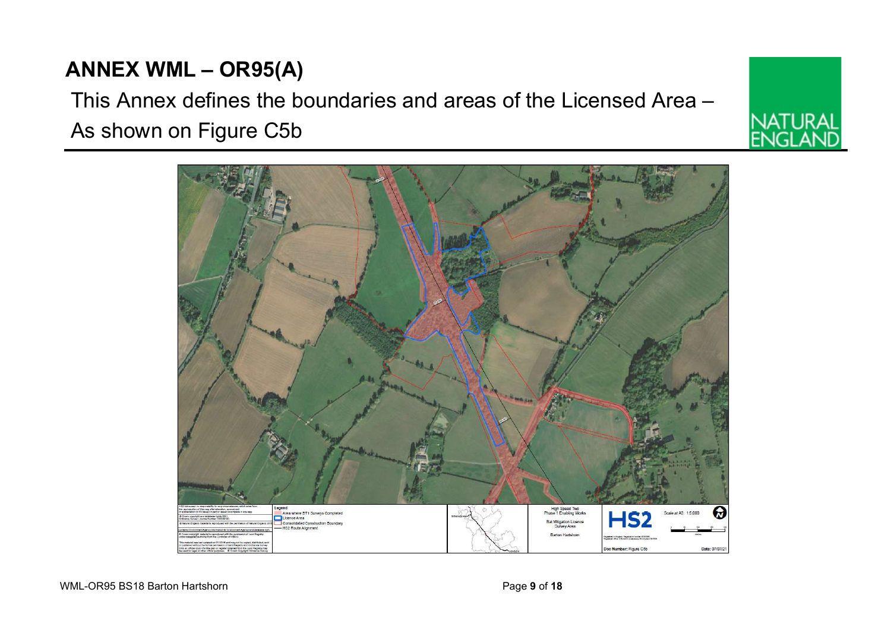# ANNEX WML – OR95(A)

This Annex defines the boundaries and areas of the Licensed Area – As shown on Figure C5b

NATURAL ENGLAND

Legend

- Area where BT1 Surveys Completed
- Licence Area
- Consolidated Construction Boundary
- HS2 Route Alignment

High Speed Two Phase 1 Enabling Works

Bat Mitigation Licence Survey Area

Barton Hartshorn

HS2

Scale at A3: 1:5,000

Doc Number: Figure C5b

Date: 07/07/21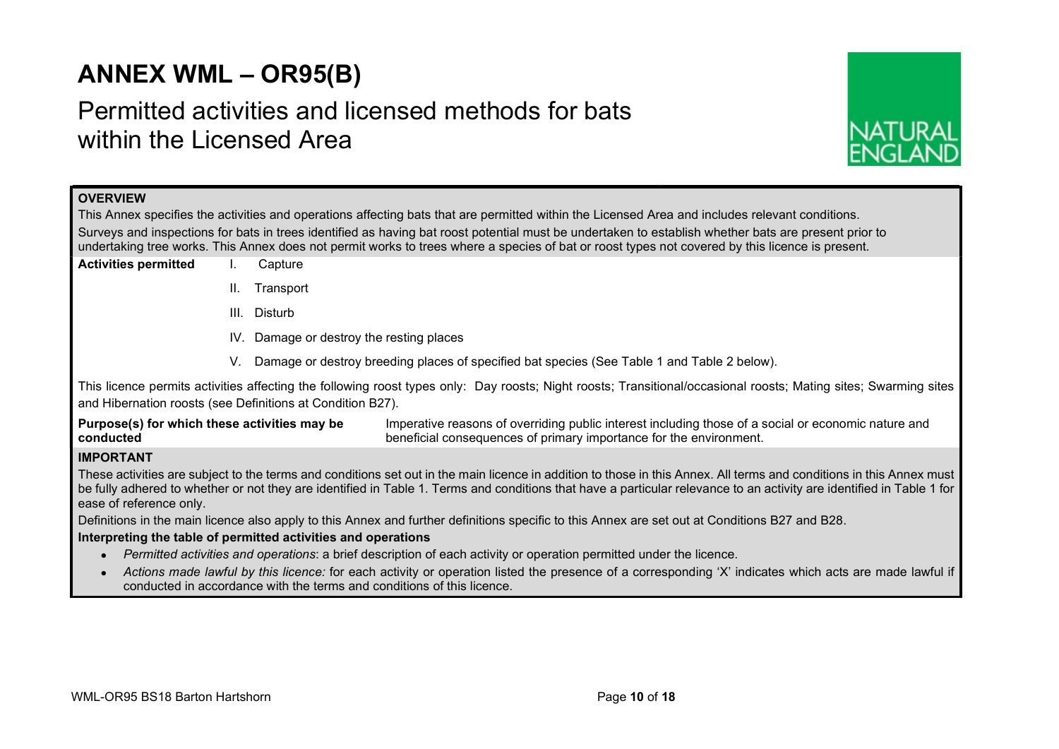# ANNEX WML – OR95(B)

## Permitted activities and licensed methods for bats within the Licensed Area

**OVERVIEW**

This Annex specifies the activities and operations affecting bats that are permitted within the Licensed Area and includes relevant conditions.

Surveys and inspections for bats in trees identified as having bat roost potential must be undertaken to establish whether bats are present prior to undertaking tree works. This Annex does not permit works to trees where a species of bat or roost types not covered by this licence is present.

**Activities permitted**

I. Capture

II. Transport

III. Disturb

IV. Damage or destroy the resting places

V. Damage or destroy breeding places of specified bat species (See Table 1 and Table 2 below).

This licence permits activities affecting the following roost types only: Day roosts; Night roosts; Transitional/occasional roosts; Mating sites; Swarming sites and Hibernation roosts (see Definitions at Condition B27).

**Purpose(s) for which these activities may be conducted**: Imperative reasons of overriding public interest including those of a social or economic nature and beneficial consequences of primary importance for the environment.

**IMPORTANT**

These activities are subject to the terms and conditions set out in the main licence in addition to those in this Annex. All terms and conditions in this Annex must be fully adhered to whether or not they are identified in Table 1. Terms and conditions that have a particular relevance to an activity are identified in Table 1 for ease of reference only.

Definitions in the main licence also apply to this Annex and further definitions specific to this Annex are set out at Conditions B27 and B28.

**Interpreting the table of permitted activities and operations**

- *Permitted activities and operations*: a brief description of each activity or operation permitted under the licence.
- *Actions made lawful by this licence:* for each activity or operation listed the presence of a corresponding 'X' indicates which acts are made lawful if conducted in accordance with the terms and conditions of this licence.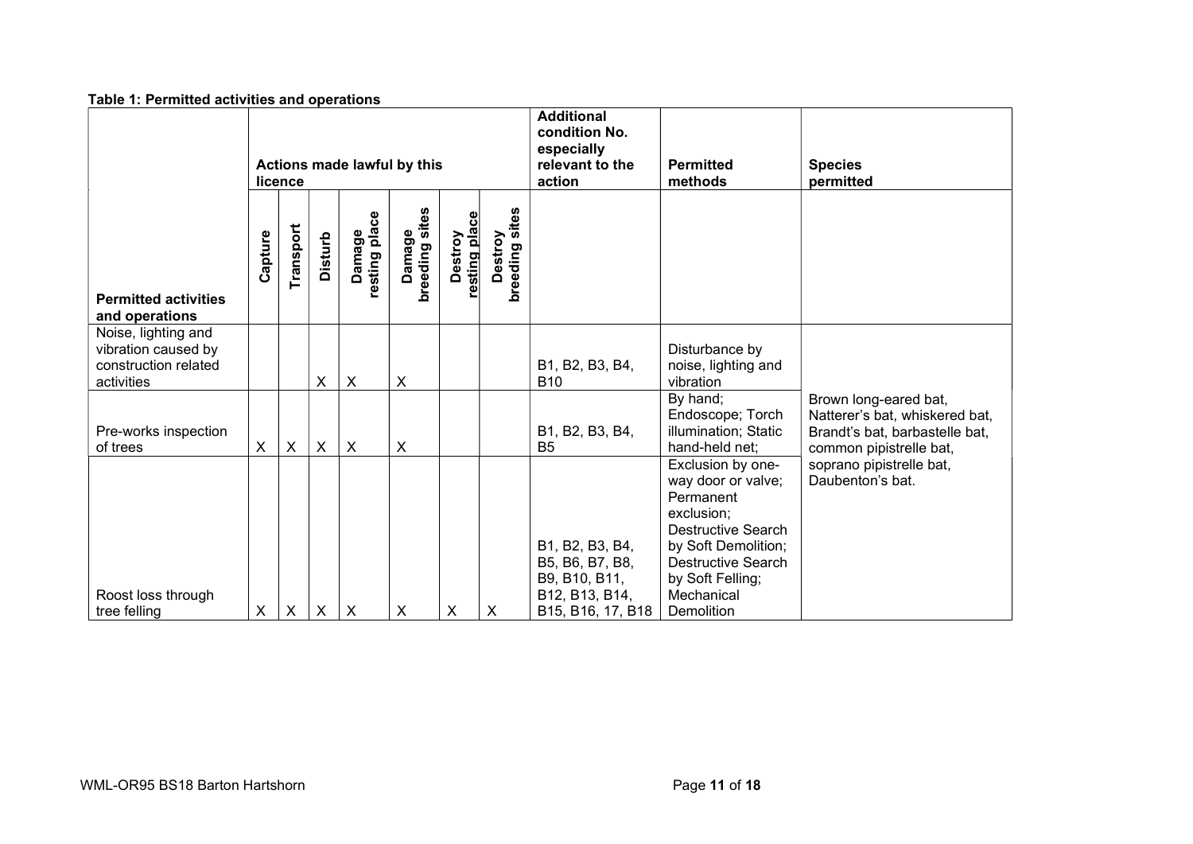**Table 1: Permitted activities and operations**

| Permitted activities and operations | Actions made lawful by this licence | | | | | | | Additional condition No. especially relevant to the action | Permitted methods | Species permitted |
|---|---|---|---|---|---|---|---|---|---|---|
| | Capture | Transport | Disturb | Damage resting place | Damage breeding sites | Destroy resting place | Destroy breeding sites | | | |
| Noise, lighting and vibration caused by construction related activities | | | X | X | X | | | B1, B2, B3, B4, B10 | Disturbance by noise, lighting and vibration | Brown long-eared bat, Natterer's bat, whiskered bat, Brandt's bat, barbastelle bat, common pipistrelle bat, soprano pipistrelle bat, Daubenton's bat. |
| Pre-works inspection of trees | X | X | X | X | X | | | B1, B2, B3, B4, B5 | By hand; Endoscope; Torch illumination; Static hand-held net; | |
| Roost loss through tree felling | X | X | X | X | X | X | X | B1, B2, B3, B4, B5, B6, B7, B8, B9, B10, B11, B12, B13, B14, B15, B16, 17, B18 | Exclusion by one-way door or valve; Permanent exclusion; Destructive Search by Soft Demolition; Destructive Search by Soft Felling; Mechanical Demolition | |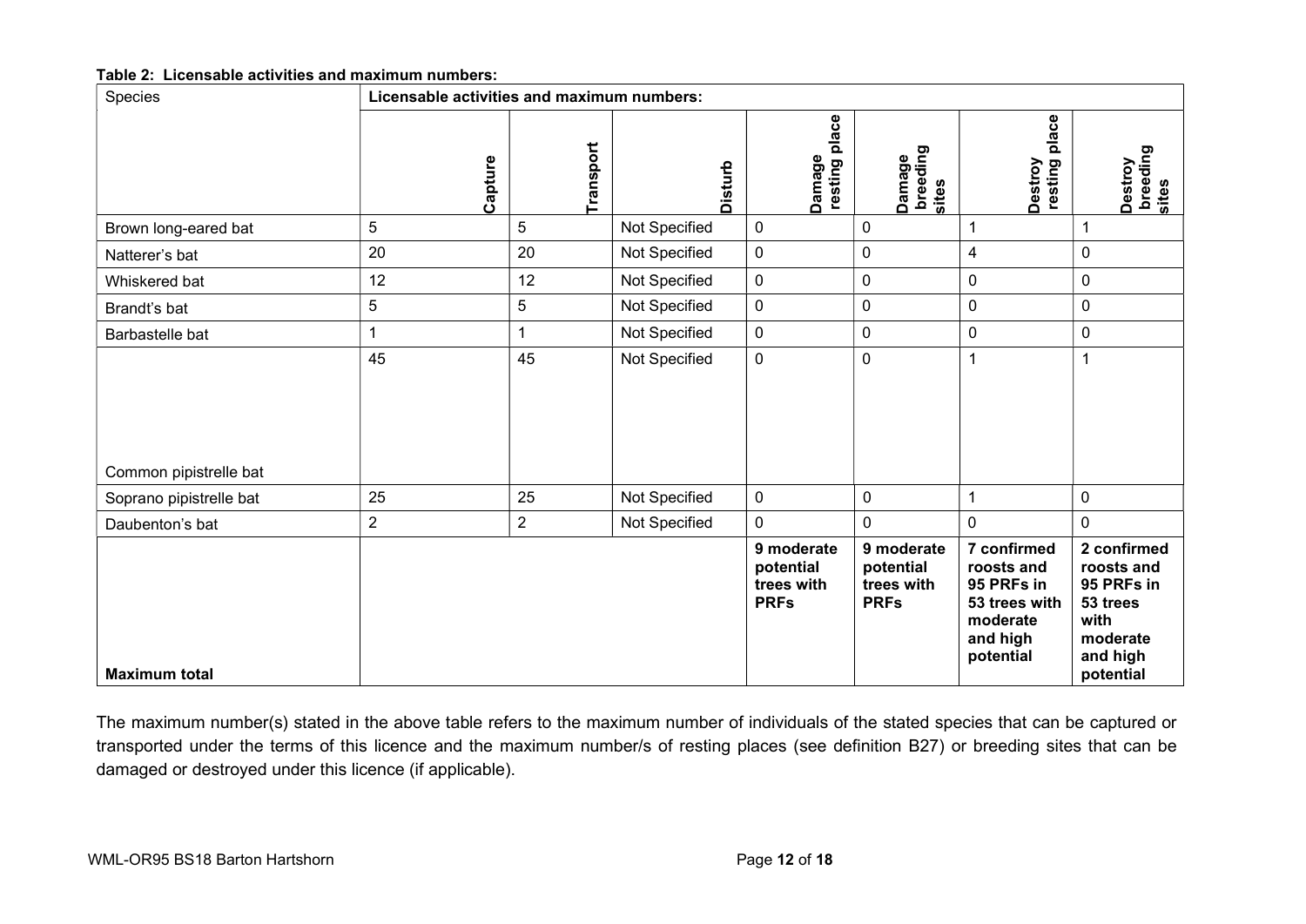**Table 2: Licensable activities and maximum numbers:**

| Species | Licensable activities and maximum numbers: | | | | | | |
|---|---|---|---|---|---|---|---|
| | Capture | Transport | Disturb | Damage resting place | Damage breeding sites | Destroy resting place | Destroy breeding sites |
| Brown long-eared bat | 5 | 5 | Not Specified | 0 | 0 | 1 | 1 |
| Natterer's bat | 20 | 20 | Not Specified | 0 | 0 | 4 | 0 |
| Whiskered bat | 12 | 12 | Not Specified | 0 | 0 | 0 | 0 |
| Brandt's bat | 5 | 5 | Not Specified | 0 | 0 | 0 | 0 |
| Barbastelle bat | 1 | 1 | Not Specified | 0 | 0 | 0 | 0 |
| Common pipistrelle bat | 45 | 45 | Not Specified | 0 | 0 | 1 | 1 |
| Soprano pipistrelle bat | 25 | 25 | Not Specified | 0 | 0 | 1 | 0 |
| Daubenton's bat | 2 | 2 | Not Specified | 0 | 0 | 0 | 0 |
| **Maximum total** | | | | **9 moderate potential trees with PRFs** | **9 moderate potential trees with PRFs** | **7 confirmed roosts and 95 PRFs in 53 trees with moderate and high potential** | **2 confirmed roosts and 95 PRFs in 53 trees with moderate and high potential** |

The maximum number(s) stated in the above table refers to the maximum number of individuals of the stated species that can be captured or transported under the terms of this licence and the maximum number/s of resting places (see definition B27) or breeding sites that can be damaged or destroyed under this licence (if applicable).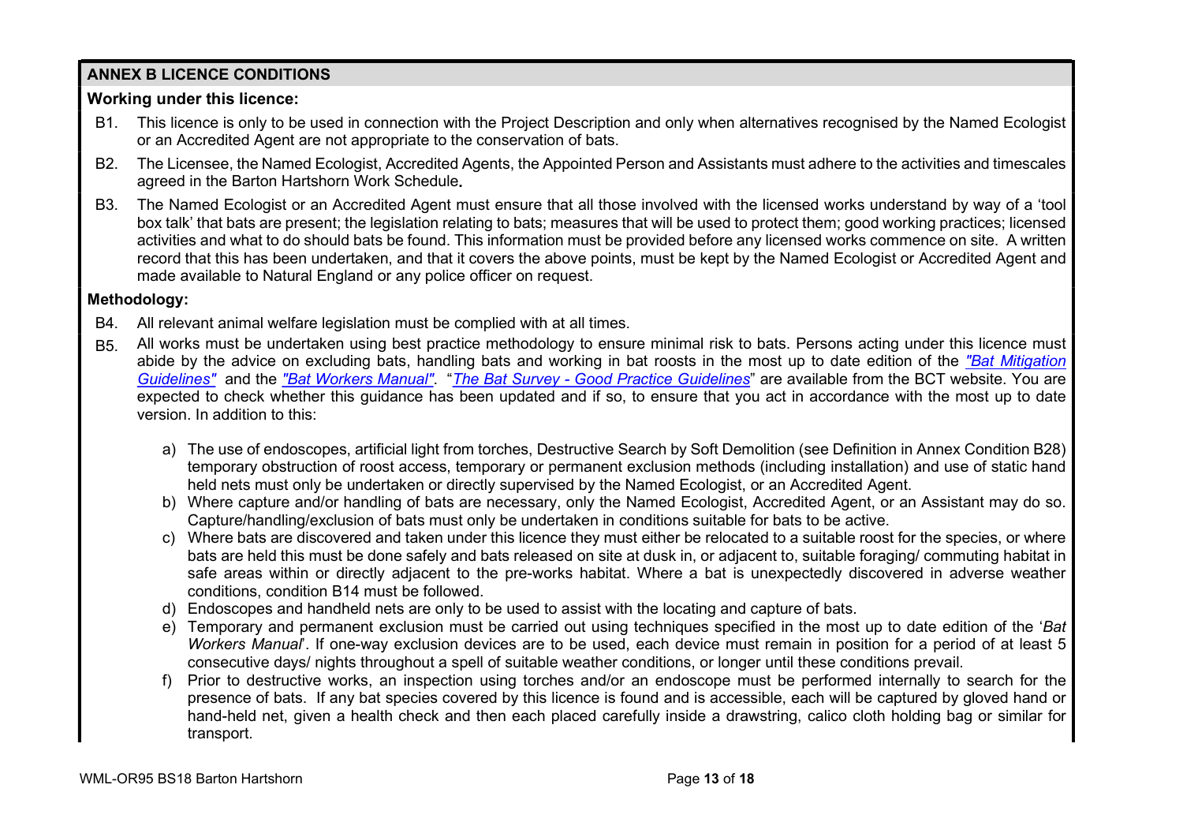## ANNEX B LICENCE CONDITIONS

**Working under this licence:**

B1. This licence is only to be used in connection with the Project Description and only when alternatives recognised by the Named Ecologist or an Accredited Agent are not appropriate to the conservation of bats.

B2. The Licensee, the Named Ecologist, Accredited Agents, the Appointed Person and Assistants must adhere to the activities and timescales agreed in the Barton Hartshorn Work Schedule**.**

B3. The Named Ecologist or an Accredited Agent must ensure that all those involved with the licensed works understand by way of a 'tool box talk' that bats are present; the legislation relating to bats; measures that will be used to protect them; good working practices; licensed activities and what to do should bats be found. This information must be provided before any licensed works commence on site. A written record that this has been undertaken, and that it covers the above points, must be kept by the Named Ecologist or Accredited Agent and made available to Natural England or any police officer on request.

**Methodology:**

B4. All relevant animal welfare legislation must be complied with at all times.

B5. All works must be undertaken using best practice methodology to ensure minimal risk to bats. Persons acting under this licence must abide by the advice on excluding bats, handling bats and working in bat roosts in the most up to date edition of the *"Bat Mitigation Guidelines"* and the *"Bat Workers Manual"*. "*The Bat Survey - Good Practice Guidelines*" are available from the BCT website. You are expected to check whether this guidance has been updated and if so, to ensure that you act in accordance with the most up to date version. In addition to this:

a) The use of endoscopes, artificial light from torches, Destructive Search by Soft Demolition (see Definition in Annex Condition B28) temporary obstruction of roost access, temporary or permanent exclusion methods (including installation) and use of static hand held nets must only be undertaken or directly supervised by the Named Ecologist, or an Accredited Agent.

b) Where capture and/or handling of bats are necessary, only the Named Ecologist, Accredited Agent, or an Assistant may do so. Capture/handling/exclusion of bats must only be undertaken in conditions suitable for bats to be active.

c) Where bats are discovered and taken under this licence they must either be relocated to a suitable roost for the species, or where bats are held this must be done safely and bats released on site at dusk in, or adjacent to, suitable foraging/ commuting habitat in safe areas within or directly adjacent to the pre-works habitat. Where a bat is unexpectedly discovered in adverse weather conditions, condition B14 must be followed.

d) Endoscopes and handheld nets are only to be used to assist with the locating and capture of bats.

e) Temporary and permanent exclusion must be carried out using techniques specified in the most up to date edition of the '*Bat Workers Manual*'. If one-way exclusion devices are to be used, each device must remain in position for a period of at least 5 consecutive days/ nights throughout a spell of suitable weather conditions, or longer until these conditions prevail.

f) Prior to destructive works, an inspection using torches and/or an endoscope must be performed internally to search for the presence of bats. If any bat species covered by this licence is found and is accessible, each will be captured by gloved hand or hand-held net, given a health check and then each placed carefully inside a drawstring, calico cloth holding bag or similar for transport.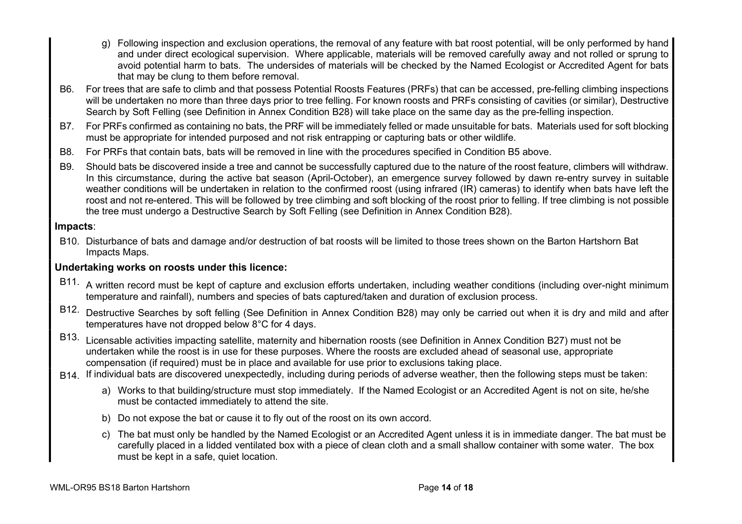g) Following inspection and exclusion operations, the removal of any feature with bat roost potential, will be only performed by hand and under direct ecological supervision. Where applicable, materials will be removed carefully away and not rolled or sprung to avoid potential harm to bats. The undersides of materials will be checked by the Named Ecologist or Accredited Agent for bats that may be clung to them before removal.

B6. For trees that are safe to climb and that possess Potential Roosts Features (PRFs) that can be accessed, pre-felling climbing inspections will be undertaken no more than three days prior to tree felling. For known roosts and PRFs consisting of cavities (or similar), Destructive Search by Soft Felling (see Definition in Annex Condition B28) will take place on the same day as the pre-felling inspection.

B7. For PRFs confirmed as containing no bats, the PRF will be immediately felled or made unsuitable for bats. Materials used for soft blocking must be appropriate for intended purposed and not risk entrapping or capturing bats or other wildlife.

B8. For PRFs that contain bats, bats will be removed in line with the procedures specified in Condition B5 above.

B9. Should bats be discovered inside a tree and cannot be successfully captured due to the nature of the roost feature, climbers will withdraw. In this circumstance, during the active bat season (April-October), an emergence survey followed by dawn re-entry survey in suitable weather conditions will be undertaken in relation to the confirmed roost (using infrared (IR) cameras) to identify when bats have left the roost and not re-entered. This will be followed by tree climbing and soft blocking of the roost prior to felling. If tree climbing is not possible the tree must undergo a Destructive Search by Soft Felling (see Definition in Annex Condition B28).

**Impacts**:

B10. Disturbance of bats and damage and/or destruction of bat roosts will be limited to those trees shown on the Barton Hartshorn Bat Impacts Maps.

**Undertaking works on roosts under this licence:**

B11. A written record must be kept of capture and exclusion efforts undertaken, including weather conditions (including over-night minimum temperature and rainfall), numbers and species of bats captured/taken and duration of exclusion process.

B12. Destructive Searches by soft felling (See Definition in Annex Condition B28) may only be carried out when it is dry and mild and after temperatures have not dropped below 8°C for 4 days.

B13. Licensable activities impacting satellite, maternity and hibernation roosts (see Definition in Annex Condition B27) must not be undertaken while the roost is in use for these purposes. Where the roosts are excluded ahead of seasonal use, appropriate compensation (if required) must be in place and available for use prior to exclusions taking place.

B14. If individual bats are discovered unexpectedly, including during periods of adverse weather, then the following steps must be taken:

a) Works to that building/structure must stop immediately. If the Named Ecologist or an Accredited Agent is not on site, he/she must be contacted immediately to attend the site.

b) Do not expose the bat or cause it to fly out of the roost on its own accord.

c) The bat must only be handled by the Named Ecologist or an Accredited Agent unless it is in immediate danger. The bat must be carefully placed in a lidded ventilated box with a piece of clean cloth and a small shallow container with some water. The box must be kept in a safe, quiet location.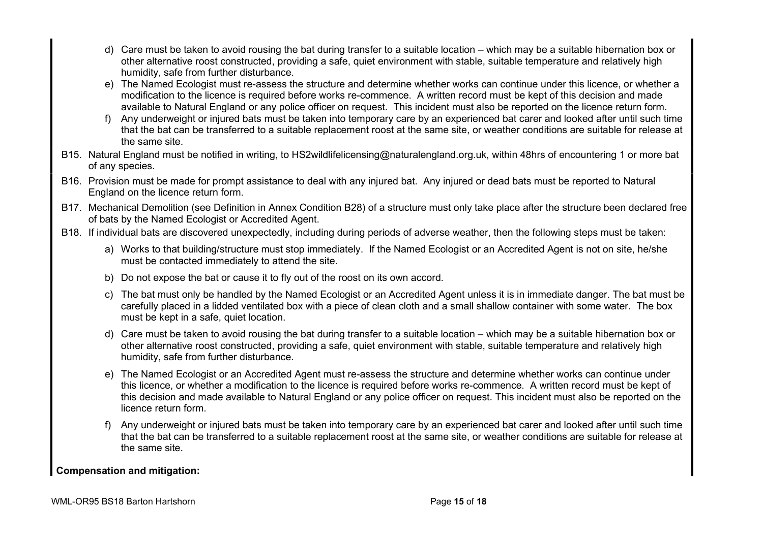d) Care must be taken to avoid rousing the bat during transfer to a suitable location – which may be a suitable hibernation box or other alternative roost constructed, providing a safe, quiet environment with stable, suitable temperature and relatively high humidity, safe from further disturbance.

e) The Named Ecologist must re-assess the structure and determine whether works can continue under this licence, or whether a modification to the licence is required before works re-commence. A written record must be kept of this decision and made available to Natural England or any police officer on request. This incident must also be reported on the licence return form.

f) Any underweight or injured bats must be taken into temporary care by an experienced bat carer and looked after until such time that the bat can be transferred to a suitable replacement roost at the same site, or weather conditions are suitable for release at the same site.

B15. Natural England must be notified in writing, to HS2wildlifelicensing@naturalengland.org.uk, within 48hrs of encountering 1 or more bat of any species.

B16. Provision must be made for prompt assistance to deal with any injured bat. Any injured or dead bats must be reported to Natural England on the licence return form.

B17. Mechanical Demolition (see Definition in Annex Condition B28) of a structure must only take place after the structure been declared free of bats by the Named Ecologist or Accredited Agent.

B18. If individual bats are discovered unexpectedly, including during periods of adverse weather, then the following steps must be taken:

a) Works to that building/structure must stop immediately. If the Named Ecologist or an Accredited Agent is not on site, he/she must be contacted immediately to attend the site.

b) Do not expose the bat or cause it to fly out of the roost on its own accord.

c) The bat must only be handled by the Named Ecologist or an Accredited Agent unless it is in immediate danger. The bat must be carefully placed in a lidded ventilated box with a piece of clean cloth and a small shallow container with some water. The box must be kept in a safe, quiet location.

d) Care must be taken to avoid rousing the bat during transfer to a suitable location – which may be a suitable hibernation box or other alternative roost constructed, providing a safe, quiet environment with stable, suitable temperature and relatively high humidity, safe from further disturbance.

e) The Named Ecologist or an Accredited Agent must re-assess the structure and determine whether works can continue under this licence, or whether a modification to the licence is required before works re-commence. A written record must be kept of this decision and made available to Natural England or any police officer on request. This incident must also be reported on the licence return form.

f) Any underweight or injured bats must be taken into temporary care by an experienced bat carer and looked after until such time that the bat can be transferred to a suitable replacement roost at the same site, or weather conditions are suitable for release at the same site.

**Compensation and mitigation:**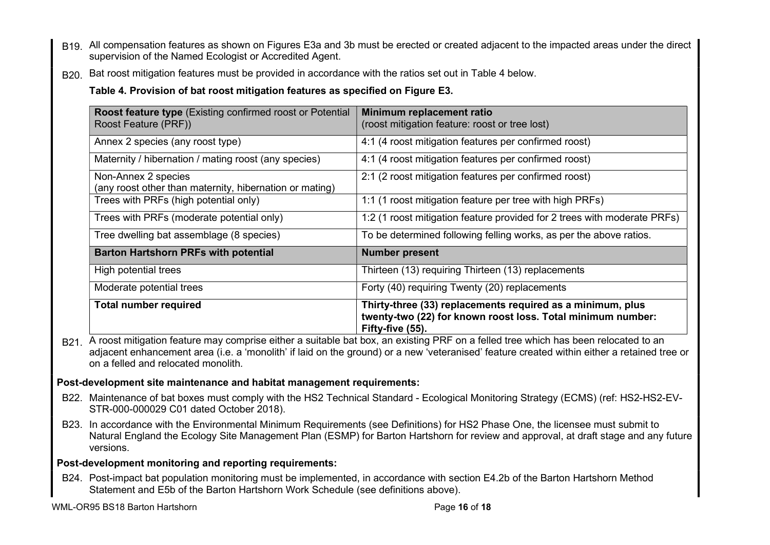B19. All compensation features as shown on Figures E3a and 3b must be erected or created adjacent to the impacted areas under the direct supervision of the Named Ecologist or Accredited Agent.

B20. Bat roost mitigation features must be provided in accordance with the ratios set out in Table 4 below.

**Table 4. Provision of bat roost mitigation features as specified on Figure E3.**

| **Roost feature type** (Existing confirmed roost or Potential Roost Feature (PRF)) | **Minimum replacement ratio** (roost mitigation feature: roost or tree lost) |
|---|---|
| Annex 2 species (any roost type) | 4:1 (4 roost mitigation features per confirmed roost) |
| Maternity / hibernation / mating roost (any species) | 4:1 (4 roost mitigation features per confirmed roost) |
| Non-Annex 2 species (any roost other than maternity, hibernation or mating) | 2:1 (2 roost mitigation features per confirmed roost) |
| Trees with PRFs (high potential only) | 1:1 (1 roost mitigation feature per tree with high PRFs) |
| Trees with PRFs (moderate potential only) | 1:2 (1 roost mitigation feature provided for 2 trees with moderate PRFs) |
| Tree dwelling bat assemblage (8 species) | To be determined following felling works, as per the above ratios. |
| **Barton Hartshorn PRFs with potential** | **Number present** |
| High potential trees | Thirteen (13) requiring Thirteen (13) replacements |
| Moderate potential trees | Forty (40) requiring Twenty (20) replacements |
| **Total number required** | **Thirty-three (33) replacements required as a minimum, plus twenty-two (22) for known roost loss. Total minimum number: Fifty-five (55).** |

B21. A roost mitigation feature may comprise either a suitable bat box, an existing PRF on a felled tree which has been relocated to an adjacent enhancement area (i.e. a 'monolith' if laid on the ground) or a new 'veteranised' feature created within either a retained tree or on a felled and relocated monolith.

**Post-development site maintenance and habitat management requirements:**

B22. Maintenance of bat boxes must comply with the HS2 Technical Standard - Ecological Monitoring Strategy (ECMS) (ref: HS2-HS2-EV-STR-000-000029 C01 dated October 2018).

B23. In accordance with the Environmental Minimum Requirements (see Definitions) for HS2 Phase One, the licensee must submit to Natural England the Ecology Site Management Plan (ESMP) for Barton Hartshorn for review and approval, at draft stage and any future versions.

**Post-development monitoring and reporting requirements:**

B24. Post-impact bat population monitoring must be implemented, in accordance with section E4.2b of the Barton Hartshorn Method Statement and E5b of the Barton Hartshorn Work Schedule (see definitions above).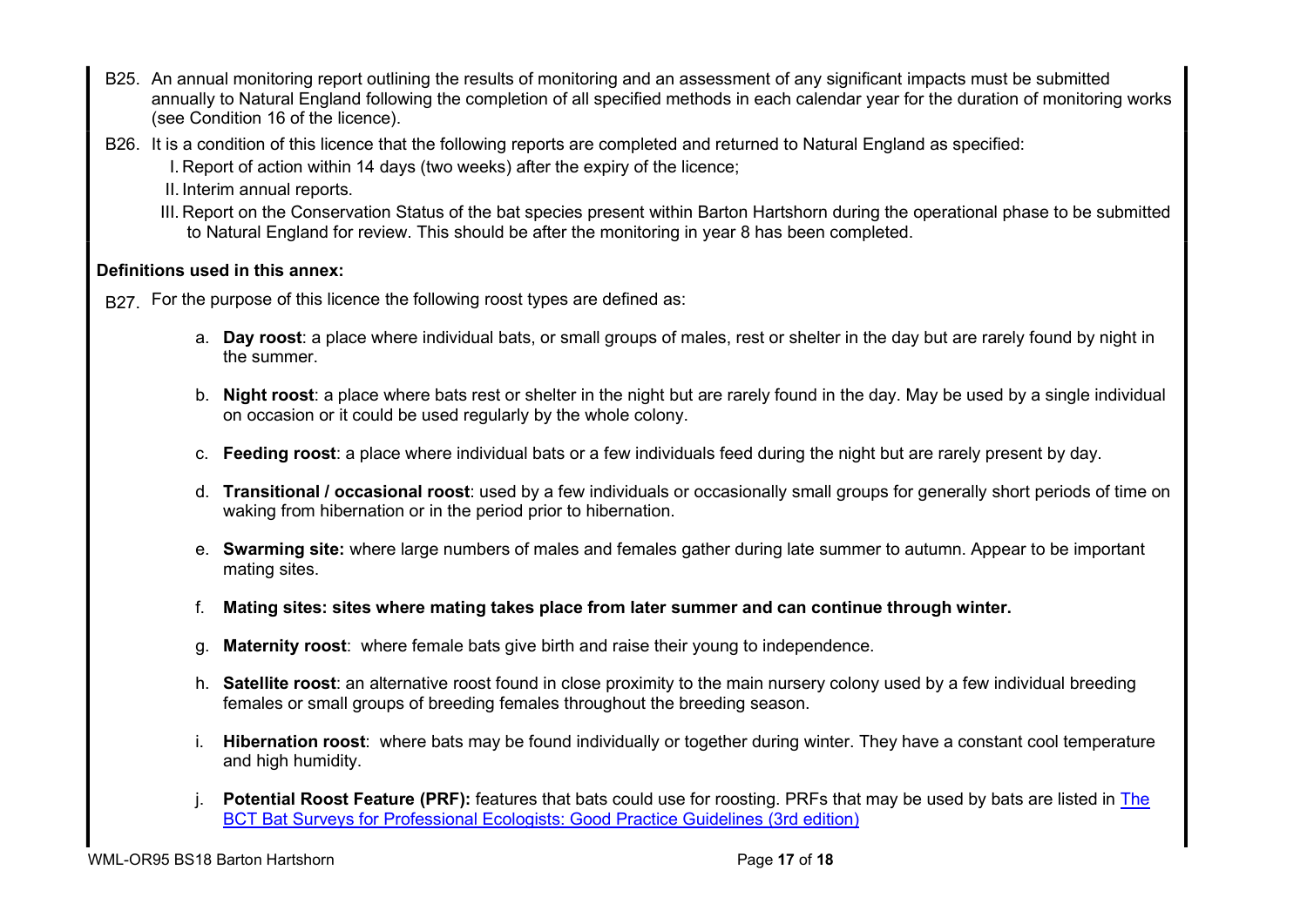B25. An annual monitoring report outlining the results of monitoring and an assessment of any significant impacts must be submitted annually to Natural England following the completion of all specified methods in each calendar year for the duration of monitoring works (see Condition 16 of the licence).

B26. It is a condition of this licence that the following reports are completed and returned to Natural England as specified:

I. Report of action within 14 days (two weeks) after the expiry of the licence;

II. Interim annual reports.

III. Report on the Conservation Status of the bat species present within Barton Hartshorn during the operational phase to be submitted to Natural England for review. This should be after the monitoring in year 8 has been completed.

**Definitions used in this annex:**

B27. For the purpose of this licence the following roost types are defined as:

a. **Day roost**: a place where individual bats, or small groups of males, rest or shelter in the day but are rarely found by night in the summer.

b. **Night roost**: a place where bats rest or shelter in the night but are rarely found in the day. May be used by a single individual on occasion or it could be used regularly by the whole colony.

c. **Feeding roost**: a place where individual bats or a few individuals feed during the night but are rarely present by day.

d. **Transitional / occasional roost**: used by a few individuals or occasionally small groups for generally short periods of time on waking from hibernation or in the period prior to hibernation.

e. **Swarming site:** where large numbers of males and females gather during late summer to autumn. Appear to be important mating sites.

f. **Mating sites: sites where mating takes place from later summer and can continue through winter.**

g. **Maternity roost**: where female bats give birth and raise their young to independence.

h. **Satellite roost**: an alternative roost found in close proximity to the main nursery colony used by a few individual breeding females or small groups of breeding females throughout the breeding season.

i. **Hibernation roost**: where bats may be found individually or together during winter. They have a constant cool temperature and high humidity.

j. **Potential Roost Feature (PRF):** features that bats could use for roosting. PRFs that may be used by bats are listed in The BCT Bat Surveys for Professional Ecologists: Good Practice Guidelines (3rd edition)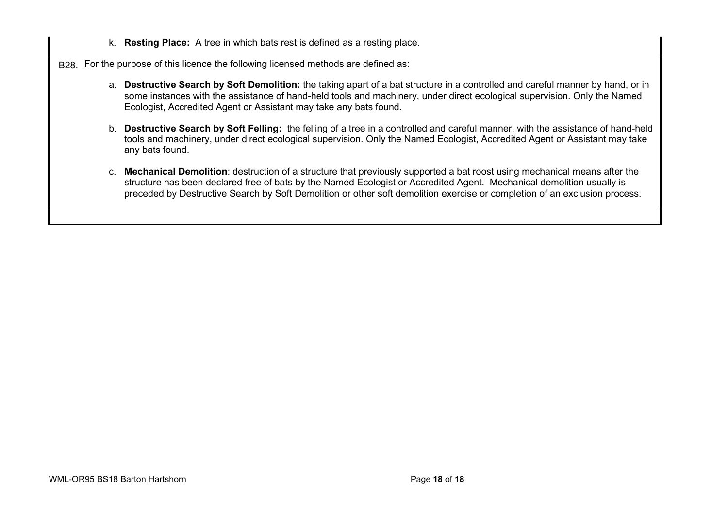k. **Resting Place:** A tree in which bats rest is defined as a resting place.

B28. For the purpose of this licence the following licensed methods are defined as:

a. **Destructive Search by Soft Demolition:** the taking apart of a bat structure in a controlled and careful manner by hand, or in some instances with the assistance of hand-held tools and machinery, under direct ecological supervision. Only the Named Ecologist, Accredited Agent or Assistant may take any bats found.

b. **Destructive Search by Soft Felling:** the felling of a tree in a controlled and careful manner, with the assistance of hand-held tools and machinery, under direct ecological supervision. Only the Named Ecologist, Accredited Agent or Assistant may take any bats found.

c. **Mechanical Demolition**: destruction of a structure that previously supported a bat roost using mechanical means after the structure has been declared free of bats by the Named Ecologist or Accredited Agent. Mechanical demolition usually is preceded by Destructive Search by Soft Demolition or other soft demolition exercise or completion of an exclusion process.